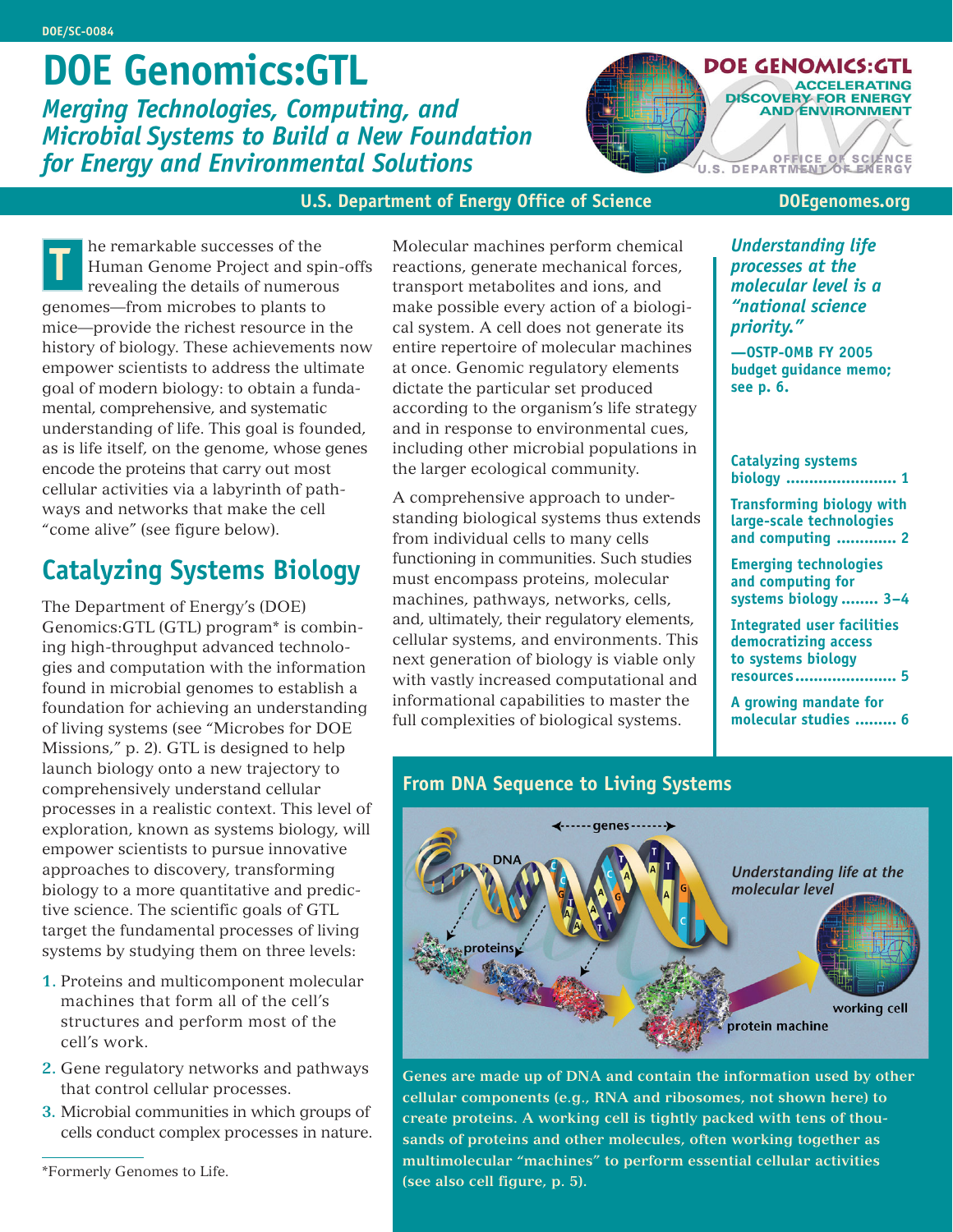DOE/SC-0084

# DOE Genomics:GTL

## *Merging Technologies, Computing, and Microbial Systems to Build a New Foundation for Energy and Environmental Solutions*

**U.S. Department of Energy Office of Science** — **DOEgenomes.org**

The remarkable successes of the Human Genome Project and spin-offs revealing the details of numerous genomes—from microbes to plants to mice—provide the richest resource in the history of biology. These achievements now empower scientists to address the ultimate goal of modern biology: to obtain a fundamental, comprehensive, and systematic understanding of life. This goal is founded, as is life itself, on the genome, whose genes encode the proteins that carry out most cellular activities via a labyrinth of pathways and networks that make the cell "come alive" (see figure below).

## Catalyzing Systems Biology

The Department of Energy's (DOE) Genomics:GTL (GTL) program* is combining high-throughput advanced technologies and computation with the information found in microbial genomes to establish a foundation for achieving an understanding of living systems (see "Microbes for DOE Missions," p. 2). GTL is designed to help launch biology onto a new trajectory to comprehensively understand cellular processes in a realistic context. This level of exploration, known as systems biology, will empower scientists to pursue innovative approaches to discovery, transforming biology to a more quantitative and predictive science. The scientific goals of GTL target the fundamental processes of living systems by studying them on three levels:

1. Proteins and multicomponent molecular machines that form all of the cell's structures and perform most of the cell's work.
2. Gene regulatory networks and pathways that control cellular processes.
3. Microbial communities in which groups of cells conduct complex processes in nature.

*Formerly Genomes to Life.

Molecular machines perform chemical reactions, generate mechanical forces, transport metabolites and ions, and make possible every action of a biological system. A cell does not generate its entire repertoire of molecular machines at once. Genomic regulatory elements dictate the particular set produced according to the organism's life strategy and in response to environmental cues, including other microbial populations in the larger ecological community.

A comprehensive approach to understanding biological systems thus extends from individual cells to many cells functioning in communities. Such studies must encompass proteins, molecular machines, pathways, networks, cells, and, ultimately, their regulatory elements, cellular systems, and environments. This next generation of biology is viable only with vastly increased computational and informational capabilities to master the full complexities of biological systems.

*Understanding life processes at the molecular level is a "national science priority."*

**—OSTP-OMB FY 2005 budget guidance memo; see p. 6.**

**Catalyzing systems biology ........ 1**

**Transforming biology with large-scale technologies and computing ........ 2**

**Emerging technologies and computing for systems biology ........ 3–4**

**Integrated user facilities democratizing access to systems biology resources ........ 5**

**A growing mandate for molecular studies ........ 6**

### From DNA Sequence to Living Systems

**Genes are made up of DNA and contain the information used by other cellular components (e.g., RNA and ribosomes, not shown here) to create proteins. A working cell is tightly packed with tens of thousands of proteins and other molecules, often working together as multimolecular "machines" to perform essential cellular activities (see also cell figure, p. 5).**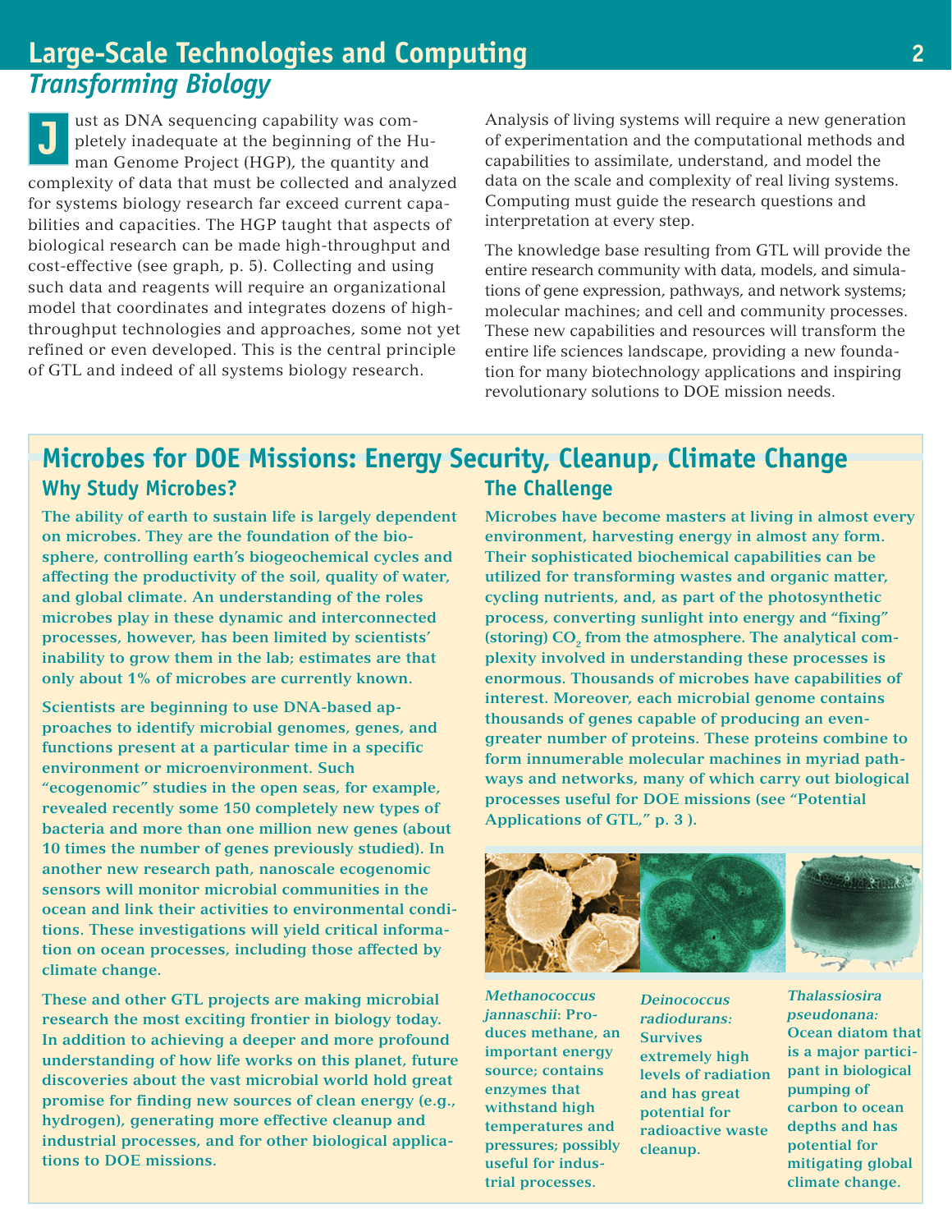## Large-Scale Technologies and Computing

### *Transforming Biology*

Just as DNA sequencing capability was completely inadequate at the beginning of the Human Genome Project (HGP), the quantity and complexity of data that must be collected and analyzed for systems biology research far exceed current capabilities and capacities. The HGP taught that aspects of biological research can be made high-throughput and cost-effective (see graph, p. 5). Collecting and using such data and reagents will require an organizational model that coordinates and integrates dozens of high-throughput technologies and approaches, some not yet refined or even developed. This is the central principle of GTL and indeed of all systems biology research.

Analysis of living systems will require a new generation of experimentation and the computational methods and capabilities to assimilate, understand, and model the data on the scale and complexity of real living systems. Computing must guide the research questions and interpretation at every step.

The knowledge base resulting from GTL will provide the entire research community with data, models, and simulations of gene expression, pathways, and network systems; molecular machines; and cell and community processes. These new capabilities and resources will transform the entire life sciences landscape, providing a new foundation for many biotechnology applications and inspiring revolutionary solutions to DOE mission needs.

## Microbes for DOE Missions: Energy Security, Cleanup, Climate Change

### Why Study Microbes?

**The ability of earth to sustain life is largely dependent on microbes. They are the foundation of the biosphere, controlling earth's biogeochemical cycles and affecting the productivity of the soil, quality of water, and global climate. An understanding of the roles microbes play in these dynamic and interconnected processes, however, has been limited by scientists' inability to grow them in the lab; estimates are that only about 1% of microbes are currently known.**

**Scientists are beginning to use DNA-based approaches to identify microbial genomes, genes, and functions present at a particular time in a specific environment or microenvironment. Such "ecogenomic" studies in the open seas, for example, revealed recently some 150 completely new types of bacteria and more than one million new genes (about 10 times the number of genes previously studied). In another new research path, nanoscale ecogenomic sensors will monitor microbial communities in the ocean and link their activities to environmental conditions. These investigations will yield critical information on ocean processes, including those affected by climate change.**

**These and other GTL projects are making microbial research the most exciting frontier in biology today. In addition to achieving a deeper and more profound understanding of how life works on this planet, future discoveries about the vast microbial world hold great promise for finding new sources of clean energy (e.g., hydrogen), generating more effective cleanup and industrial processes, and for other biological applications to DOE missions.**

### The Challenge

**Microbes have become masters at living in almost every environment, harvesting energy in almost any form. Their sophisticated biochemical capabilities can be utilized for transforming wastes and organic matter, cycling nutrients, and, as part of the photosynthetic process, converting sunlight into energy and "fixing" (storing) $CO_2$ from the atmosphere. The analytical complexity involved in understanding these processes is enormous. Thousands of microbes have capabilities of interest. Moreover, each microbial genome contains thousands of genes capable of producing an even-greater number of proteins. These proteins combine to form innumerable molecular machines in myriad pathways and networks, many of which carry out biological processes useful for DOE missions (see "Potential Applications of GTL," p. 3 ).**

***Methanococcus jannaschii*: Produces methane, an important energy source; contains enzymes that withstand high temperatures and pressures; possibly useful for industrial processes.**

***Deinococcus radiodurans*: Survives extremely high levels of radiation and has great potential for radioactive waste cleanup.**

***Thalassiosira pseudonana:* Ocean diatom that is a major participant in biological pumping of carbon to ocean depths and has potential for mitigating global climate change.**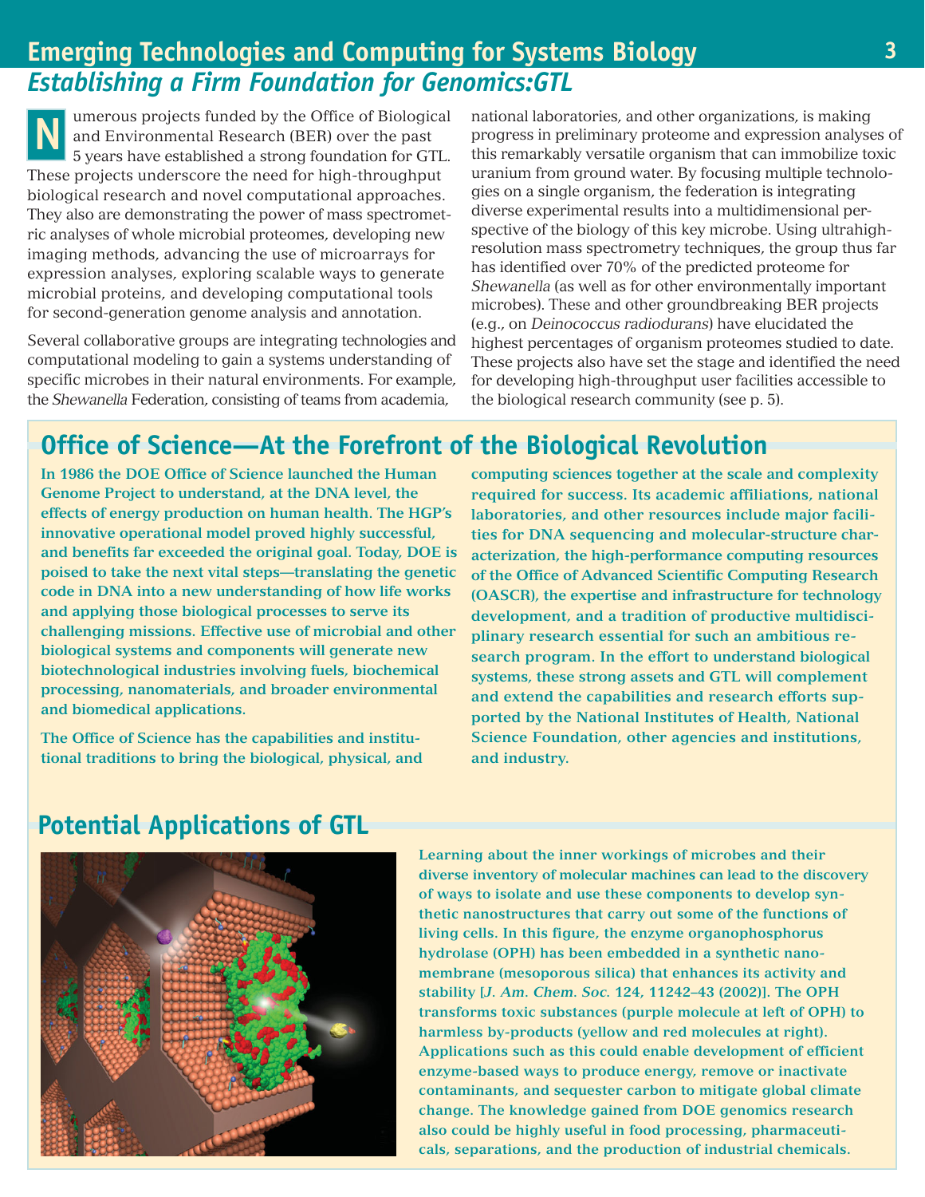# Emerging Technologies and Computing for Systems Biology

## *Establishing a Firm Foundation for Genomics:GTL*

Numerous projects funded by the Office of Biological and Environmental Research (BER) over the past 5 years have established a strong foundation for GTL. These projects underscore the need for high-throughput biological research and novel computational approaches. They also are demonstrating the power of mass spectrometric analyses of whole microbial proteomes, developing new imaging methods, advancing the use of microarrays for expression analyses, exploring scalable ways to generate microbial proteins, and developing computational tools for second-generation genome analysis and annotation.

Several collaborative groups are integrating technologies and computational modeling to gain a systems understanding of specific microbes in their natural environments. For example, the *Shewanella* Federation, consisting of teams from academia, national laboratories, and other organizations, is making progress in preliminary proteome and expression analyses of this remarkably versatile organism that can immobilize toxic uranium from ground water. By focusing multiple technologies on a single organism, the federation is integrating diverse experimental results into a multidimensional perspective of the biology of this key microbe. Using ultrahigh-resolution mass spectrometry techniques, the group thus far has identified over 70% of the predicted proteome for *Shewanella* (as well as for other environmentally important microbes). These and other groundbreaking BER projects (e.g., on *Deinococcus radiodurans*) have elucidated the highest percentages of organism proteomes studied to date. These projects also have set the stage and identified the need for developing high-throughput user facilities accessible to the biological research community (see p. 5).

## Office of Science—At the Forefront of the Biological Revolution

**In 1986 the DOE Office of Science launched the Human Genome Project to understand, at the DNA level, the effects of energy production on human health. The HGP's innovative operational model proved highly successful, and benefits far exceeded the original goal. Today, DOE is poised to take the next vital steps—translating the genetic code in DNA into a new understanding of how life works and applying those biological processes to serve its challenging missions. Effective use of microbial and other biological systems and components will generate new biotechnological industries involving fuels, biochemical processing, nanomaterials, and broader environmental and biomedical applications.**

**The Office of Science has the capabilities and institutional traditions to bring the biological, physical, and computing sciences together at the scale and complexity required for success. Its academic affiliations, national laboratories, and other resources include major facilities for DNA sequencing and molecular-structure characterization, the high-performance computing resources of the Office of Advanced Scientific Computing Research (OASCR), the expertise and infrastructure for technology development, and a tradition of productive multidisciplinary research essential for such an ambitious research program. In the effort to understand biological systems, these strong assets and GTL will complement and extend the capabilities and research efforts supported by the National Institutes of Health, National Science Foundation, other agencies and institutions, and industry.**

## Potential Applications of GTL

**Learning about the inner workings of microbes and their diverse inventory of molecular machines can lead to the discovery of ways to isolate and use these components to develop synthetic nanostructures that carry out some of the functions of living cells. In this figure, the enzyme organophosphorus hydrolase (OPH) has been embedded in a synthetic nanomembrane (mesoporous silica) that enhances its activity and stability [*J. Am. Chem. Soc.* 124, 11242–43 (2002)]. The OPH transforms toxic substances (purple molecule at left of OPH) to harmless by-products (yellow and red molecules at right). Applications such as this could enable development of efficient enzyme-based ways to produce energy, remove or inactivate contaminants, and sequester carbon to mitigate global climate change. The knowledge gained from DOE genomics research also could be highly useful in food processing, pharmaceuticals, separations, and the production of industrial chemicals.**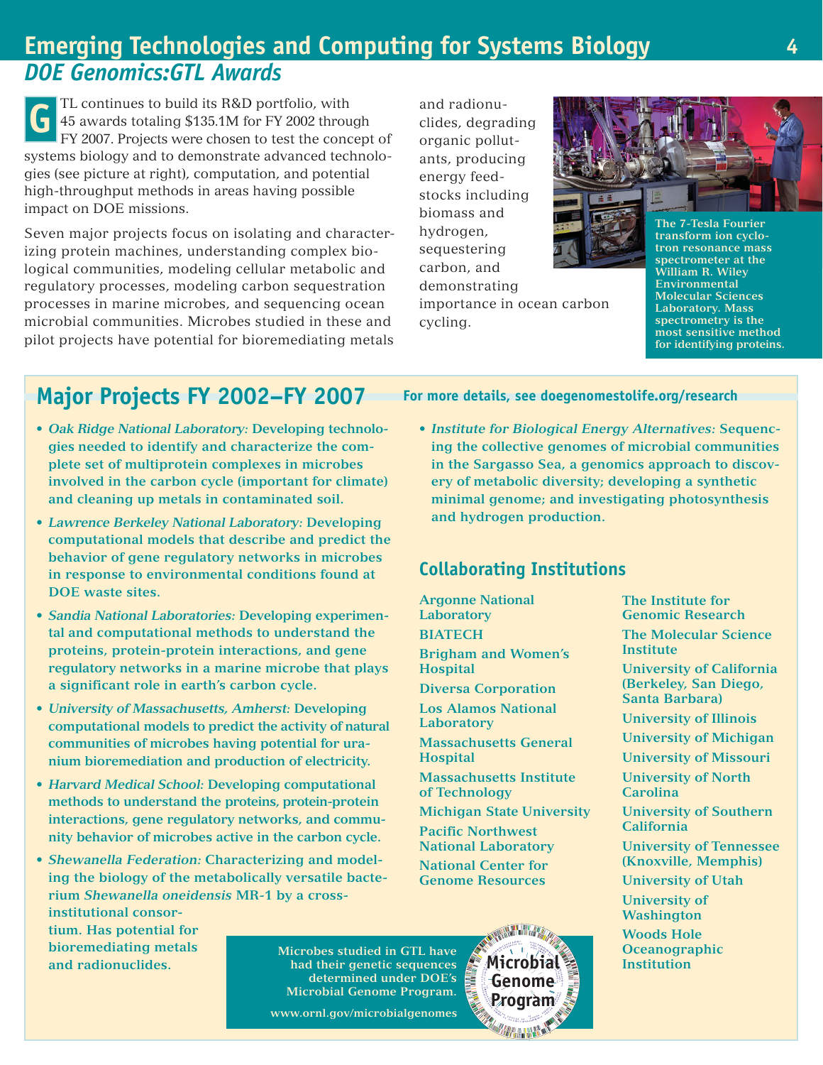# Emerging Technologies and Computing for Systems Biology

## *DOE Genomics:GTL Awards*

GTL continues to build its R&D portfolio, with 45 awards totaling $135.1M for FY 2002 through FY 2007. Projects were chosen to test the concept of systems biology and to demonstrate advanced technologies (see picture at right), computation, and potential high-throughput methods in areas having possible impact on DOE missions.

Seven major projects focus on isolating and characterizing protein machines, understanding complex biological communities, modeling cellular metabolic and regulatory processes, modeling carbon sequestration processes in marine microbes, and sequencing ocean microbial communities. Microbes studied in these and pilot projects have potential for bioremediating metals and radionuclides, degrading organic pollutants, producing energy feedstocks including biomass and hydrogen, sequestering carbon, and demonstrating importance in ocean carbon cycling.

The 7-Tesla Fourier transform ion cyclotron resonance mass spectrometer at the William R. Wiley Environmental Molecular Sciences Laboratory. Mass spectrometry is the most sensitive method for identifying proteins.

## Major Projects FY 2002–FY 2007

**For more details, see doegenomestolife.org/research**

- *Oak Ridge National Laboratory:* Developing technologies needed to identify and characterize the complete set of multiprotein complexes in microbes involved in the carbon cycle (important for climate) and cleaning up metals in contaminated soil.
- *Lawrence Berkeley National Laboratory:* Developing computational models that describe and predict the behavior of gene regulatory networks in microbes in response to environmental conditions found at DOE waste sites.
- *Sandia National Laboratories:* Developing experimental and computational methods to understand the proteins, protein-protein interactions, and gene regulatory networks in a marine microbe that plays a significant role in earth's carbon cycle.
- *University of Massachusetts, Amherst:* Developing computational models to predict the activity of natural communities of microbes having potential for uranium bioremediation and production of electricity.
- *Harvard Medical School:* Developing computational methods to understand the proteins, protein-protein interactions, gene regulatory networks, and community behavior of microbes active in the carbon cycle.
- *Shewanella Federation:* Characterizing and modeling the biology of the metabolically versatile bacterium *Shewanella oneidensis* MR-1 by a cross-institutional consortium. Has potential for bioremediating metals and radionuclides.
- *Institute for Biological Energy Alternatives:* Sequencing the collective genomes of microbial communities in the Sargasso Sea, a genomics approach to discovery of metabolic diversity; developing a synthetic minimal genome; and investigating photosynthesis and hydrogen production.

### Collaborating Institutions

- Argonne National Laboratory
- BIATECH
- Brigham and Women's Hospital
- Diversa Corporation
- Los Alamos National Laboratory
- Massachusetts General Hospital
- Massachusetts Institute of Technology
- Michigan State University
- Pacific Northwest National Laboratory
- National Center for Genome Resources
- The Institute for Genomic Research
- The Molecular Science Institute
- University of California (Berkeley, San Diego, Santa Barbara)
- University of Illinois
- University of Michigan
- University of Missouri
- University of North Carolina
- University of Southern California
- University of Tennessee (Knoxville, Memphis)
- University of Utah
- University of Washington
- Woods Hole Oceanographic Institution

Microbes studied in GTL have had their genetic sequences determined under DOE's Microbial Genome Program.

www.ornl.gov/microbialgenomes

Microbial Genome Program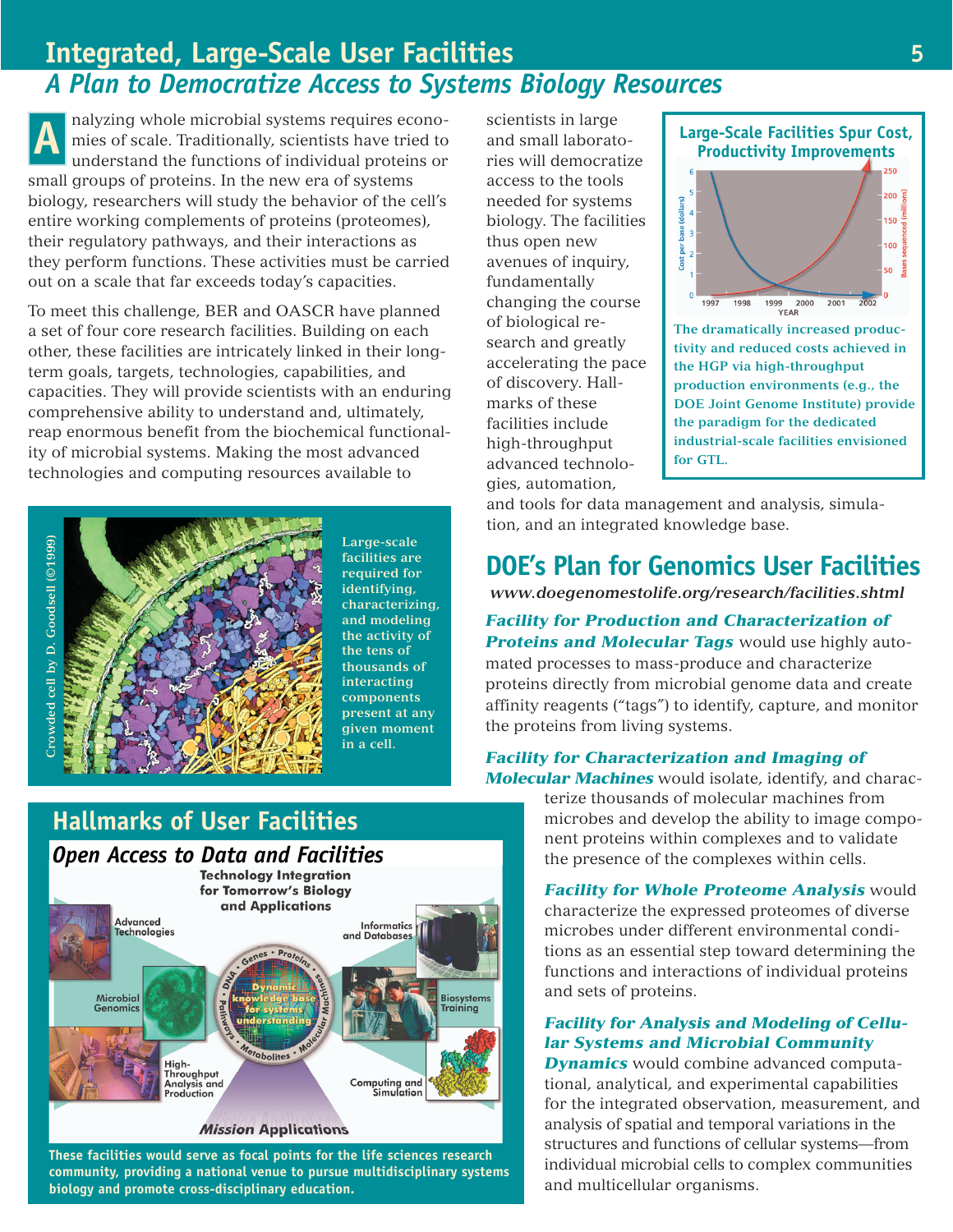# Integrated, Large-Scale User Facilities

## *A Plan to Democratize Access to Systems Biology Resources*

Analyzing whole microbial systems requires economies of scale. Traditionally, scientists have tried to understand the functions of individual proteins or small groups of proteins. In the new era of systems biology, researchers will study the behavior of the cell's entire working complements of proteins (proteomes), their regulatory pathways, and their interactions as they perform functions. These activities must be carried out on a scale that far exceeds today's capacities.

To meet this challenge, BER and OASCR have planned a set of four core research facilities. Building on each other, these facilities are intricately linked in their long-term goals, targets, technologies, capabilities, and capacities. They will provide scientists with an enduring comprehensive ability to understand and, ultimately, reap enormous benefit from the biochemical functionality of microbial systems. Making the most advanced technologies and computing resources available to scientists in large and small laboratories will democratize access to the tools needed for systems biology. The facilities thus open new avenues of inquiry, fundamentally changing the course of biological research and greatly accelerating the pace of discovery. Hallmarks of these facilities include high-throughput advanced technologies, automation, and tools for data management and analysis, simulation, and an integrated knowledge base.

**Large-Scale Facilities Spur Cost, Productivity Improvements**

The dramatically increased productivity and reduced costs achieved in the HGP via high-throughput production environments (e.g., the DOE Joint Genome Institute) provide the paradigm for the dedicated industrial-scale facilities envisioned for GTL.

Crowded cell by D. Goodsell (©1999)

Large-scale facilities are required for identifying, characterizing, and modeling the activity of the tens of thousands of interacting components present at any given moment in a cell.

## DOE's Plan for Genomics User Facilities

*www.doegenomestolife.org/research/facilities.shtml*

***Facility for Production and Characterization of Proteins and Molecular Tags*** would use highly automated processes to mass-produce and characterize proteins directly from microbial genome data and create affinity reagents ("tags") to identify, capture, and monitor the proteins from living systems.

***Facility for Characterization and Imaging of Molecular Machines*** would isolate, identify, and characterize thousands of molecular machines from microbes and develop the ability to image component proteins within complexes and to validate the presence of the complexes within cells.

***Facility for Whole Proteome Analysis*** would characterize the expressed proteomes of diverse microbes under different environmental conditions as an essential step toward determining the functions and interactions of individual proteins and sets of proteins.

***Facility for Analysis and Modeling of Cellular Systems and Microbial Community Dynamics*** would combine advanced computational, analytical, and experimental capabilities for the integrated observation, measurement, and analysis of spatial and temporal variations in the structures and functions of cellular systems—from individual microbial cells to complex communities and multicellular organisms.

## Hallmarks of User Facilities

### *Open Access to Data and Facilities*

These facilities would serve as focal points for the life sciences research community, providing a national venue to pursue multidisciplinary systems biology and promote cross-disciplinary education.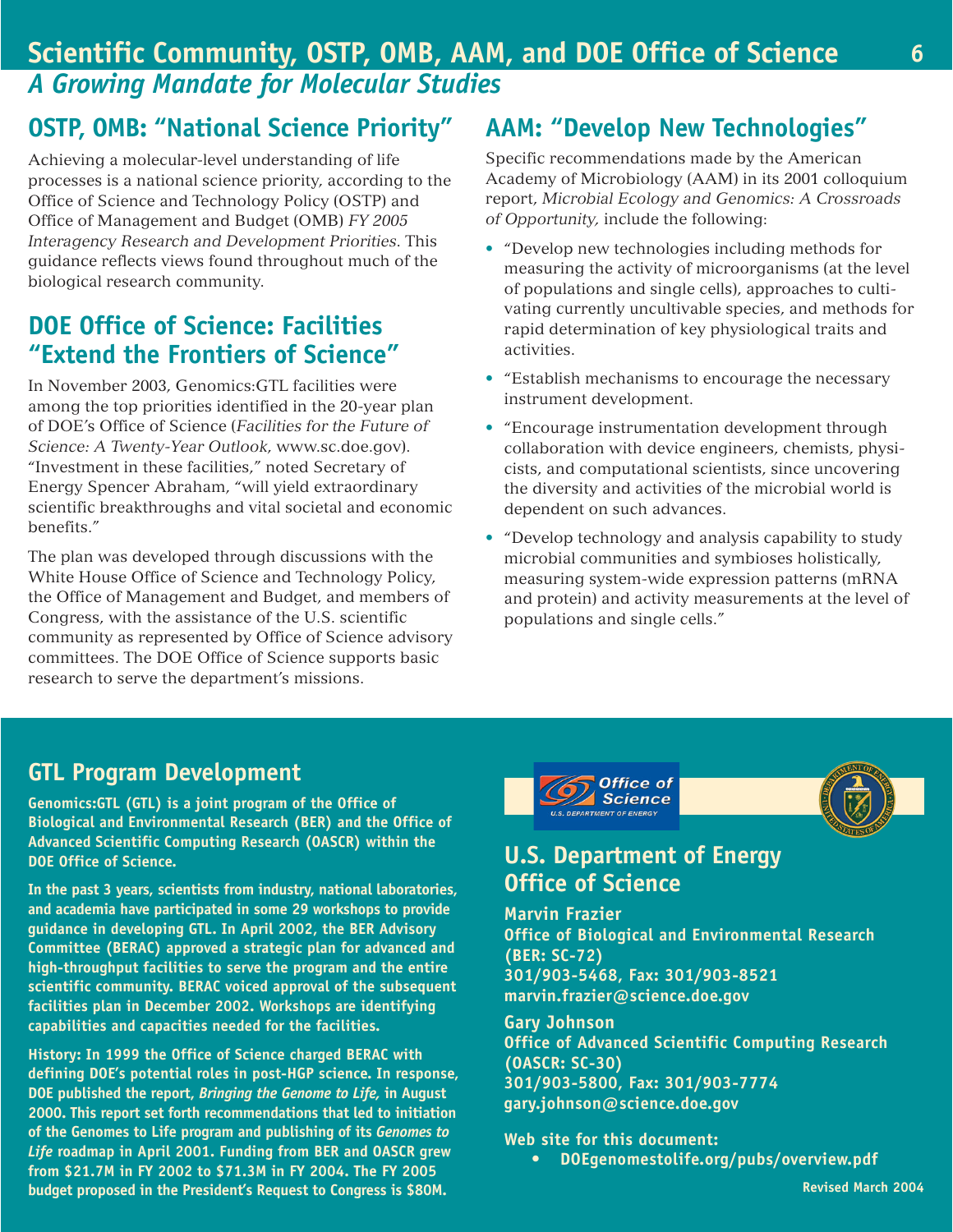# Scientific Community, OSTP, OMB, AAM, and DOE Office of Science

*A Growing Mandate for Molecular Studies*

## OSTP, OMB: "National Science Priority"

Achieving a molecular-level understanding of life processes is a national science priority, according to the Office of Science and Technology Policy (OSTP) and Office of Management and Budget (OMB) *FY 2005 Interagency Research and Development Priorities*. This guidance reflects views found throughout much of the biological research community.

## DOE Office of Science: Facilities "Extend the Frontiers of Science"

In November 2003, Genomics:GTL facilities were among the top priorities identified in the 20-year plan of DOE's Office of Science (*Facilities for the Future of Science: A Twenty-Year Outlook*, www.sc.doe.gov). "Investment in these facilities," noted Secretary of Energy Spencer Abraham, "will yield extraordinary scientific breakthroughs and vital societal and economic benefits."

The plan was developed through discussions with the White House Office of Science and Technology Policy, the Office of Management and Budget, and members of Congress, with the assistance of the U.S. scientific community as represented by Office of Science advisory committees. The DOE Office of Science supports basic research to serve the department's missions.

## AAM: "Develop New Technologies"

Specific recommendations made by the American Academy of Microbiology (AAM) in its 2001 colloquium report, *Microbial Ecology and Genomics: A Crossroads of Opportunity,* include the following:

- "Develop new technologies including methods for measuring the activity of microorganisms (at the level of populations and single cells), approaches to cultivating currently uncultivable species, and methods for rapid determination of key physiological traits and activities.
- "Establish mechanisms to encourage the necessary instrument development.
- "Encourage instrumentation development through collaboration with device engineers, chemists, physicists, and computational scientists, since uncovering the diversity and activities of the microbial world is dependent on such advances.
- "Develop technology and analysis capability to study microbial communities and symbioses holistically, measuring system-wide expression patterns (mRNA and protein) and activity measurements at the level of populations and single cells."

## GTL Program Development

**Genomics:GTL (GTL) is a joint program of the Office of Biological and Environmental Research (BER) and the Office of Advanced Scientific Computing Research (OASCR) within the DOE Office of Science.**

**In the past 3 years, scientists from industry, national laboratories, and academia have participated in some 29 workshops to provide guidance in developing GTL. In April 2002, the BER Advisory Committee (BERAC) approved a strategic plan for advanced and high-throughput facilities to serve the program and the entire scientific community. BERAC voiced approval of the subsequent facilities plan in December 2002. Workshops are identifying capabilities and capacities needed for the facilities.**

**History: In 1999 the Office of Science charged BERAC with defining DOE's potential roles in post-HGP science. In response, DOE published the report, *Bringing the Genome to Life,* in August 2000. This report set forth recommendations that led to initiation of the Genomes to Life program and publishing of its *Genomes to Life* roadmap in April 2001. Funding from BER and OASCR grew from \$21.7M in FY 2002 to \$71.3M in FY 2004. The FY 2005 budget proposed in the President's Request to Congress is \$80M.**

Office of Science
U.S. DEPARTMENT OF ENERGY

## U.S. Department of Energy Office of Science

**Marvin Frazier**
**Office of Biological and Environmental Research (BER: SC-72)**
**301/903-5468, Fax: 301/903-8521**
**marvin.frazier@science.doe.gov**

**Gary Johnson**
**Office of Advanced Scientific Computing Research (OASCR: SC-30)**
**301/903-5800, Fax: 301/903-7774**
**gary.johnson@science.doe.gov**

**Web site for this document:**

- **DOEgenomestolife.org/pubs/overview.pdf**

**Revised March 2004**